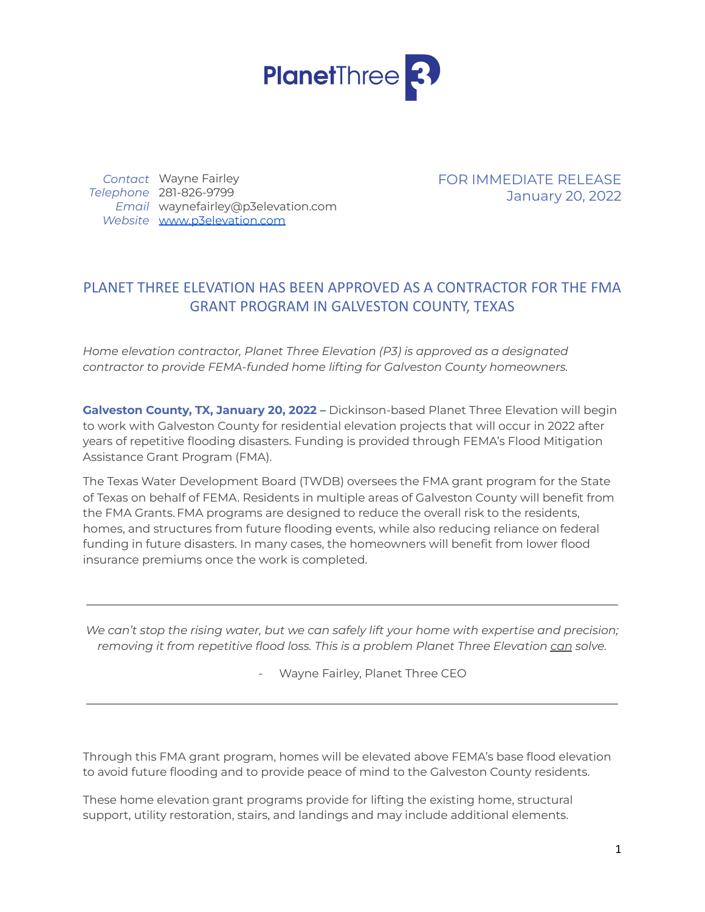PlanetThree

*Contact* Wayne Fairley
*Telephone* 281-826-9799
*Email* waynefairley@p3elevation.com
*Website* [www.p3elevation.com](http://www.p3elevation.com)

FOR IMMEDIATE RELEASE
January 20, 2022

# PLANET THREE ELEVATION HAS BEEN APPROVED AS A CONTRACTOR FOR THE FMA GRANT PROGRAM IN GALVESTON COUNTY, TEXAS

*Home elevation contractor, Planet Three Elevation (P3) is approved as a designated contractor to provide FEMA-funded home lifting for Galveston County homeowners.*

**Galveston County, TX, January 20, 2022 –** Dickinson-based Planet Three Elevation will begin to work with Galveston County for residential elevation projects that will occur in 2022 after years of repetitive flooding disasters. Funding is provided through FEMA's Flood Mitigation Assistance Grant Program (FMA).

The Texas Water Development Board (TWDB) oversees the FMA grant program for the State of Texas on behalf of FEMA. Residents in multiple areas of Galveston County will benefit from the FMA Grants. FMA programs are designed to reduce the overall risk to the residents, homes, and structures from future flooding events, while also reducing reliance on federal funding in future disasters. In many cases, the homeowners will benefit from lower flood insurance premiums once the work is completed.

---

*We can't stop the rising water, but we can safely lift your home with expertise and precision; removing it from repetitive flood loss. This is a problem Planet Three Elevation can solve.*

- Wayne Fairley, Planet Three CEO

---

Through this FMA grant program, homes will be elevated above FEMA's base flood elevation to avoid future flooding and to provide peace of mind to the Galveston County residents.

These home elevation grant programs provide for lifting the existing home, structural support, utility restoration, stairs, and landings and may include additional elements.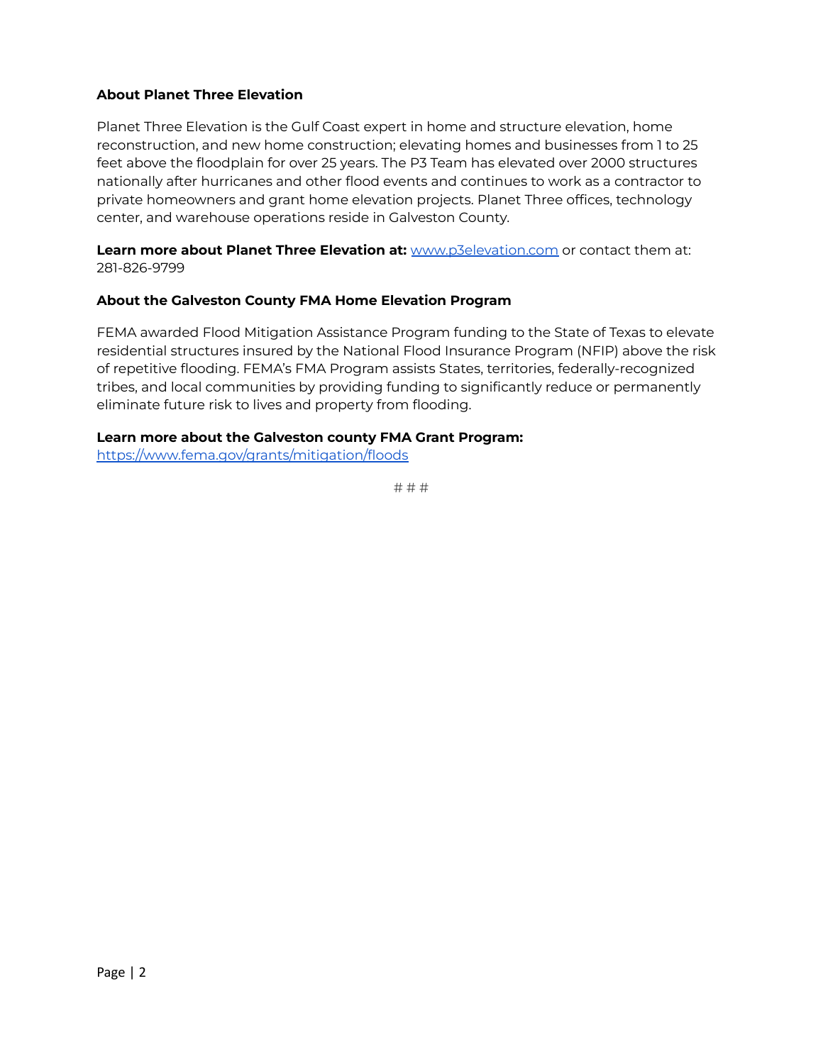**About Planet Three Elevation**

Planet Three Elevation is the Gulf Coast expert in home and structure elevation, home reconstruction, and new home construction; elevating homes and businesses from 1 to 25 feet above the floodplain for over 25 years. The P3 Team has elevated over 2000 structures nationally after hurricanes and other flood events and continues to work as a contractor to private homeowners and grant home elevation projects. Planet Three offices, technology center, and warehouse operations reside in Galveston County.

**Learn more about Planet Three Elevation at:** [www.p3elevation.com](www.p3elevation.com) or contact them at: 281-826-9799

**About the Galveston County FMA Home Elevation Program**

FEMA awarded Flood Mitigation Assistance Program funding to the State of Texas to elevate residential structures insured by the National Flood Insurance Program (NFIP) above the risk of repetitive flooding. FEMA's FMA Program assists States, territories, federally-recognized tribes, and local communities by providing funding to significantly reduce or permanently eliminate future risk to lives and property from flooding.

**Learn more about the Galveston county FMA Grant Program:**
[https://www.fema.gov/grants/mitigation/floods](https://www.fema.gov/grants/mitigation/floods)

# # #